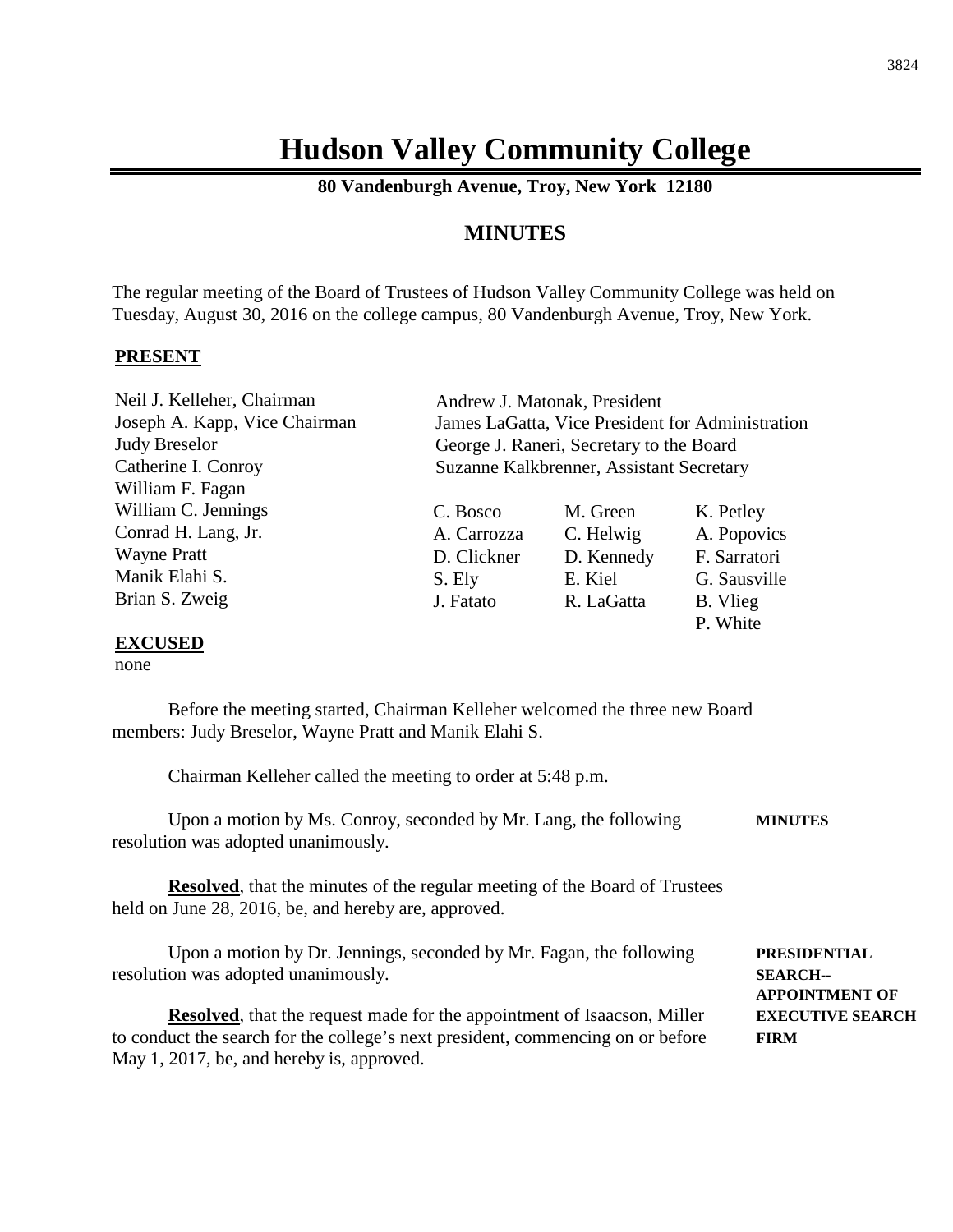# Hudson Valley Community College

**80 Vandenburgh Avenue, Troy, New York 12180**

## MINUTES

The regular meeting of the Board of Trustees of Hudson Valley Community College was held on Tuesday, August 30, 2016 on the college campus, 80 Vandenburgh Avenue, Troy, New York.

**PRESENT**

Neil J. Kelleher, Chairman
Joseph A. Kapp, Vice Chairman
Judy Breselor
Catherine I. Conroy
William F. Fagan
William C. Jennings
Conrad H. Lang, Jr.
Wayne Pratt
Manik Elahi S.
Brian S. Zweig

Andrew J. Matonak, President
James LaGatta, Vice President for Administration
George J. Raneri, Secretary to the Board
Suzanne Kalkbrenner, Assistant Secretary

| | | |
|---|---|---|
| C. Bosco | M. Green | K. Petley |
| A. Carrozza | C. Helwig | A. Popovics |
| D. Clickner | D. Kennedy | F. Sarratori |
| S. Ely | E. Kiel | G. Sausville |
| J. Fatato | R. LaGatta | B. Vlieg |
| | | P. White |

**EXCUSED**

none

Before the meeting started, Chairman Kelleher welcomed the three new Board members: Judy Breselor, Wayne Pratt and Manik Elahi S.

Chairman Kelleher called the meeting to order at 5:48 p.m.

**MINUTES**

Upon a motion by Ms. Conroy, seconded by Mr. Lang, the following resolution was adopted unanimously.

**Resolved**, that the minutes of the regular meeting of the Board of Trustees held on June 28, 2016, be, and hereby are, approved.

**PRESIDENTIAL SEARCH--APPOINTMENT OF EXECUTIVE SEARCH FIRM**

Upon a motion by Dr. Jennings, seconded by Mr. Fagan, the following resolution was adopted unanimously.

**Resolved**, that the request made for the appointment of Isaacson, Miller to conduct the search for the college's next president, commencing on or before May 1, 2017, be, and hereby is, approved.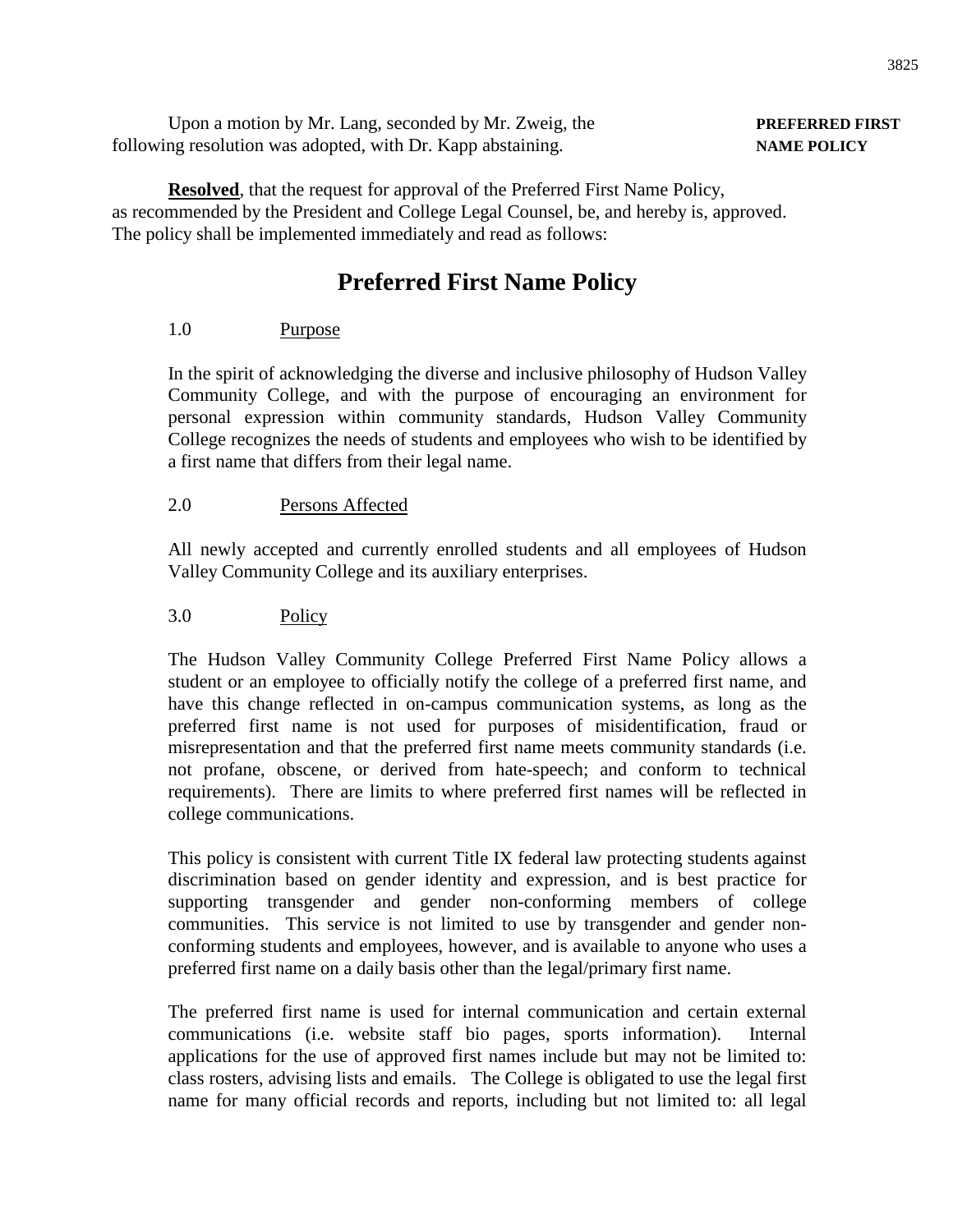Upon a motion by Mr. Lang, seconded by Mr. Zweig, the following resolution was adopted, with Dr. Kapp abstaining.

**PREFERRED FIRST NAME POLICY**

**Resolved**, that the request for approval of the Preferred First Name Policy, as recommended by the President and College Legal Counsel, be, and hereby is, approved. The policy shall be implemented immediately and read as follows:

# Preferred First Name Policy

## 1.0 Purpose

In the spirit of acknowledging the diverse and inclusive philosophy of Hudson Valley Community College, and with the purpose of encouraging an environment for personal expression within community standards, Hudson Valley Community College recognizes the needs of students and employees who wish to be identified by a first name that differs from their legal name.

## 2.0 Persons Affected

All newly accepted and currently enrolled students and all employees of Hudson Valley Community College and its auxiliary enterprises.

## 3.0 Policy

The Hudson Valley Community College Preferred First Name Policy allows a student or an employee to officially notify the college of a preferred first name, and have this change reflected in on-campus communication systems, as long as the preferred first name is not used for purposes of misidentification, fraud or misrepresentation and that the preferred first name meets community standards (i.e. not profane, obscene, or derived from hate-speech; and conform to technical requirements). There are limits to where preferred first names will be reflected in college communications.

This policy is consistent with current Title IX federal law protecting students against discrimination based on gender identity and expression, and is best practice for supporting transgender and gender non-conforming members of college communities. This service is not limited to use by transgender and gender non-conforming students and employees, however, and is available to anyone who uses a preferred first name on a daily basis other than the legal/primary first name.

The preferred first name is used for internal communication and certain external communications (i.e. website staff bio pages, sports information). Internal applications for the use of approved first names include but may not be limited to: class rosters, advising lists and emails. The College is obligated to use the legal first name for many official records and reports, including but not limited to: all legal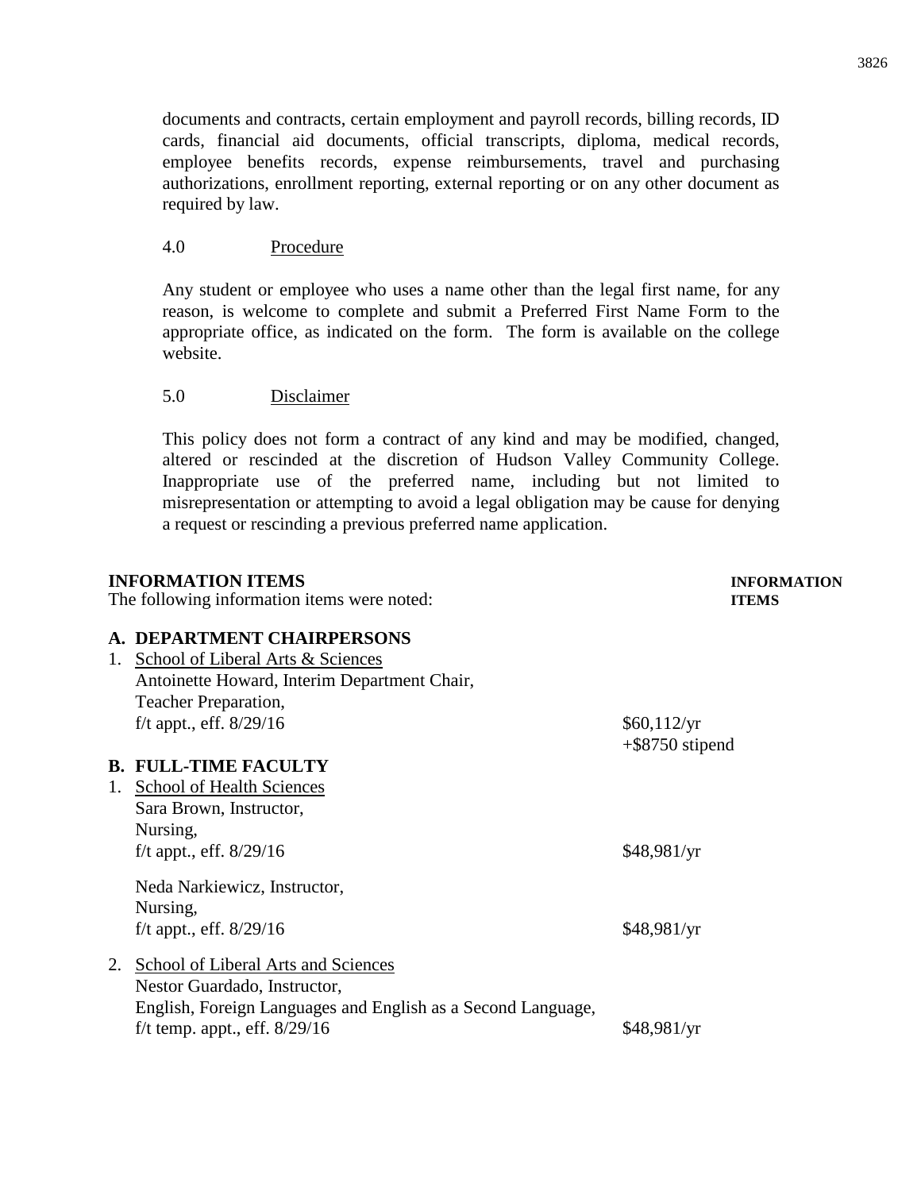documents and contracts, certain employment and payroll records, billing records, ID cards, financial aid documents, official transcripts, diploma, medical records, employee benefits records, expense reimbursements, travel and purchasing authorizations, enrollment reporting, external reporting or on any other document as required by law.

4.0 Procedure

Any student or employee who uses a name other than the legal first name, for any reason, is welcome to complete and submit a Preferred First Name Form to the appropriate office, as indicated on the form. The form is available on the college website.

5.0 Disclaimer

This policy does not form a contract of any kind and may be modified, changed, altered or rescinded at the discretion of Hudson Valley Community College. Inappropriate use of the preferred name, including but not limited to misrepresentation or attempting to avoid a legal obligation may be cause for denying a request or rescinding a previous preferred name application.

**INFORMATION ITEMS** — **INFORMATION ITEMS**

The following information items were noted:

**A. DEPARTMENT CHAIRPERSONS**

1. School of Liberal Arts & Sciences
   Antoinette Howard, Interim Department Chair,
   Teacher Preparation,
   f/t appt., eff. 8/29/16 — $60,112/yr +$8750 stipend

**B. FULL-TIME FACULTY**

1. School of Health Sciences
   Sara Brown, Instructor,
   Nursing,
   f/t appt., eff. 8/29/16 — $48,981/yr

   Neda Narkiewicz, Instructor,
   Nursing,
   f/t appt., eff. 8/29/16 — $48,981/yr

2. School of Liberal Arts and Sciences
   Nestor Guardado, Instructor,
   English, Foreign Languages and English as a Second Language,
   f/t temp. appt., eff. 8/29/16 — $48,981/yr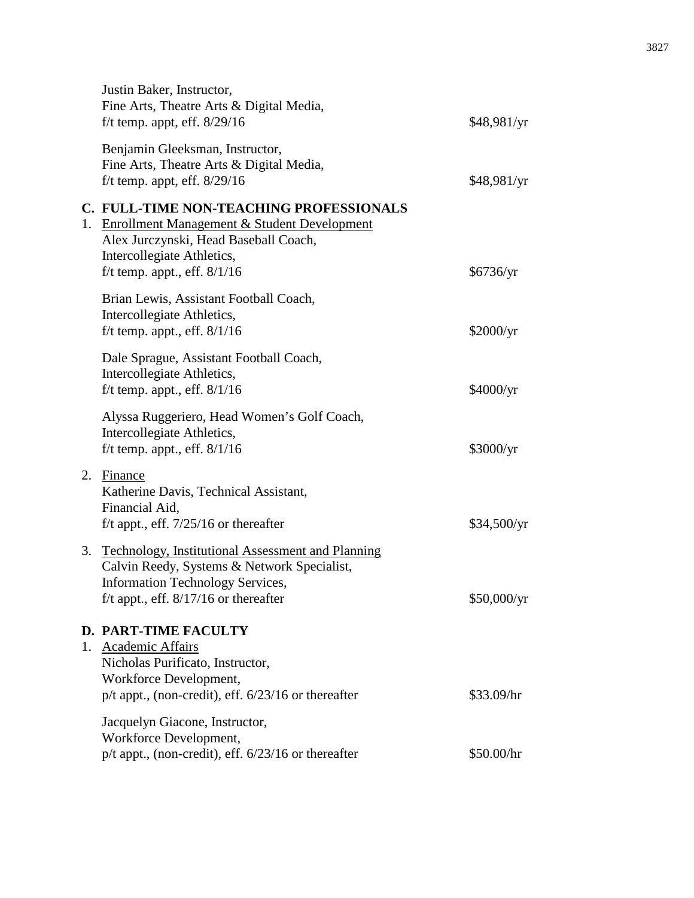Justin Baker, Instructor,
Fine Arts, Theatre Arts & Digital Media,
f/t temp. appt, eff. 8/29/16 — $48,981/yr

Benjamin Gleeksman, Instructor,
Fine Arts, Theatre Arts & Digital Media,
f/t temp. appt, eff. 8/29/16 — $48,981/yr

**C. FULL-TIME NON-TEACHING PROFESSIONALS**

1. Enrollment Management & Student Development

Alex Jurczynski, Head Baseball Coach,
Intercollegiate Athletics,
f/t temp. appt., eff. 8/1/16 — $6736/yr

Brian Lewis, Assistant Football Coach,
Intercollegiate Athletics,
f/t temp. appt., eff. 8/1/16 — $2000/yr

Dale Sprague, Assistant Football Coach,
Intercollegiate Athletics,
f/t temp. appt., eff. 8/1/16 — $4000/yr

Alyssa Ruggeriero, Head Women's Golf Coach,
Intercollegiate Athletics,
f/t temp. appt., eff. 8/1/16 — $3000/yr

2. Finance

Katherine Davis, Technical Assistant,
Financial Aid,
f/t appt., eff. 7/25/16 or thereafter — $34,500/yr

3. Technology, Institutional Assessment and Planning

Calvin Reedy, Systems & Network Specialist,
Information Technology Services,
f/t appt., eff. 8/17/16 or thereafter — $50,000/yr

**D. PART-TIME FACULTY**

1. Academic Affairs

Nicholas Purificato, Instructor,
Workforce Development,
p/t appt., (non-credit), eff. 6/23/16 or thereafter — $33.09/hr

Jacquelyn Giacone, Instructor,
Workforce Development,
p/t appt., (non-credit), eff. 6/23/16 or thereafter — $50.00/hr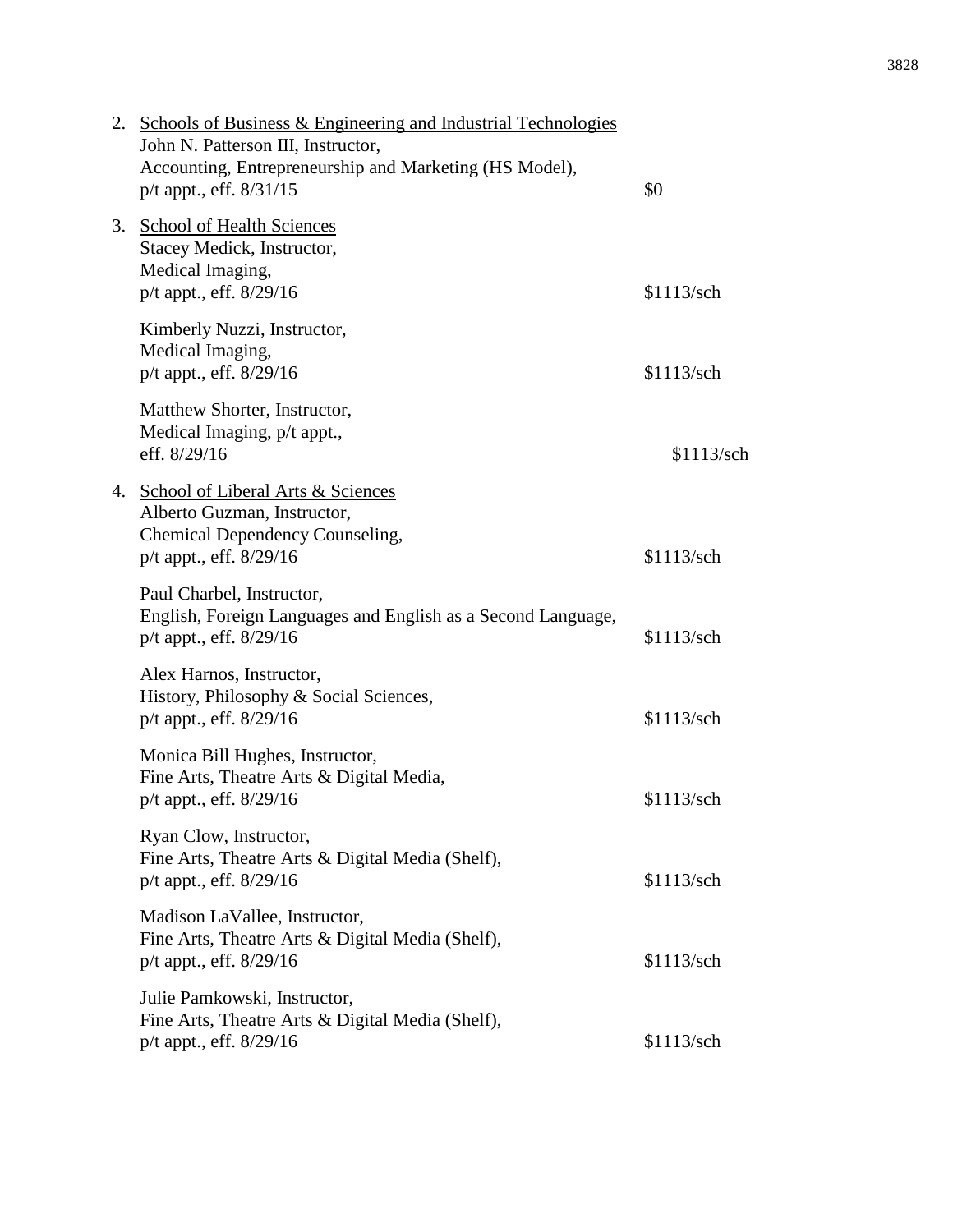2. <u>Schools of Business & Engineering and Industrial Technologies</u>
   John N. Patterson III, Instructor,
   Accounting, Entrepreneurship and Marketing (HS Model),
   p/t appt., eff. 8/31/15 — $0

3. <u>School of Health Sciences</u>
   Stacey Medick, Instructor,
   Medical Imaging,
   p/t appt., eff. 8/29/16 — $1113/sch

   Kimberly Nuzzi, Instructor,
   Medical Imaging,
   p/t appt., eff. 8/29/16 — $1113/sch

   Matthew Shorter, Instructor,
   Medical Imaging, p/t appt.,
   eff. 8/29/16 — $1113/sch

4. <u>School of Liberal Arts & Sciences</u>
   Alberto Guzman, Instructor,
   Chemical Dependency Counseling,
   p/t appt., eff. 8/29/16 — $1113/sch

   Paul Charbel, Instructor,
   English, Foreign Languages and English as a Second Language,
   p/t appt., eff. 8/29/16 — $1113/sch

   Alex Harnos, Instructor,
   History, Philosophy & Social Sciences,
   p/t appt., eff. 8/29/16 — $1113/sch

   Monica Bill Hughes, Instructor,
   Fine Arts, Theatre Arts & Digital Media,
   p/t appt., eff. 8/29/16 — $1113/sch

   Ryan Clow, Instructor,
   Fine Arts, Theatre Arts & Digital Media (Shelf),
   p/t appt., eff. 8/29/16 — $1113/sch

   Madison LaVallee, Instructor,
   Fine Arts, Theatre Arts & Digital Media (Shelf),
   p/t appt., eff. 8/29/16 — $1113/sch

   Julie Pamkowski, Instructor,
   Fine Arts, Theatre Arts & Digital Media (Shelf),
   p/t appt., eff. 8/29/16 — $1113/sch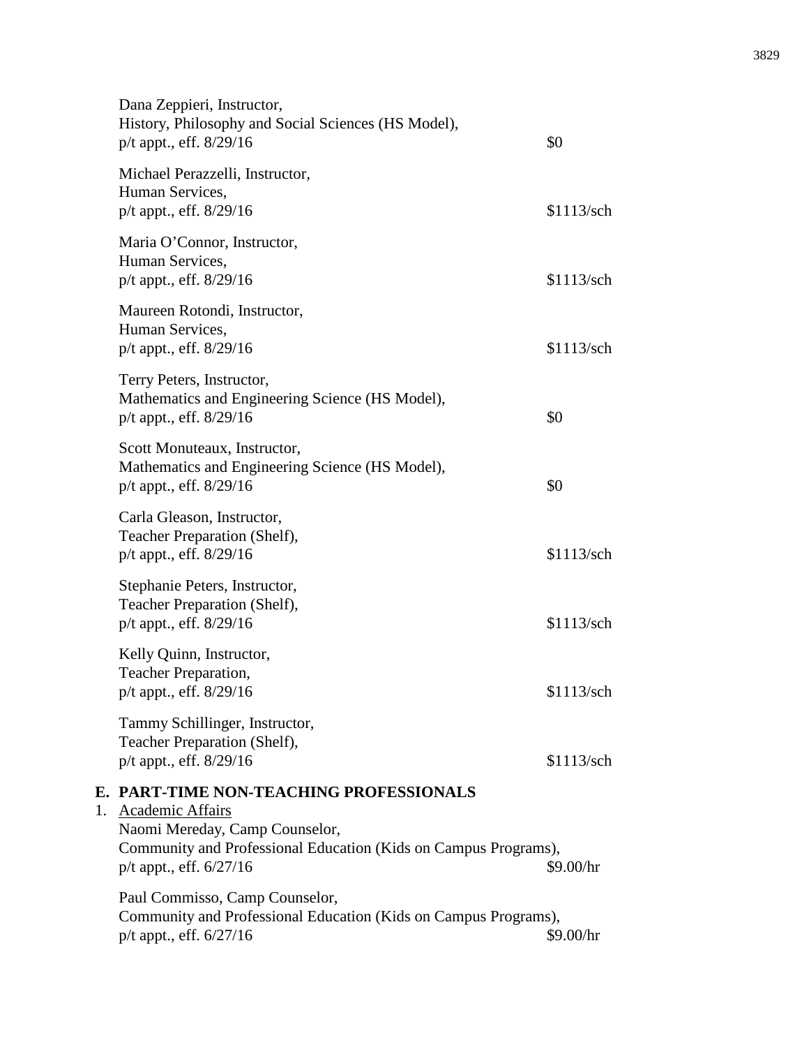Dana Zeppieri, Instructor,
History, Philosophy and Social Sciences (HS Model),
p/t appt., eff. 8/29/16 — $0

Michael Perazzelli, Instructor,
Human Services,
p/t appt., eff. 8/29/16 — $1113/sch

Maria O'Connor, Instructor,
Human Services,
p/t appt., eff. 8/29/16 — $1113/sch

Maureen Rotondi, Instructor,
Human Services,
p/t appt., eff. 8/29/16 — $1113/sch

Terry Peters, Instructor,
Mathematics and Engineering Science (HS Model),
p/t appt., eff. 8/29/16 — $0

Scott Monuteaux, Instructor,
Mathematics and Engineering Science (HS Model),
p/t appt., eff. 8/29/16 — $0

Carla Gleason, Instructor,
Teacher Preparation (Shelf),
p/t appt., eff. 8/29/16 — $1113/sch

Stephanie Peters, Instructor,
Teacher Preparation (Shelf),
p/t appt., eff. 8/29/16 — $1113/sch

Kelly Quinn, Instructor,
Teacher Preparation,
p/t appt., eff. 8/29/16 — $1113/sch

Tammy Schillinger, Instructor,
Teacher Preparation (Shelf),
p/t appt., eff. 8/29/16 — $1113/sch

**E. PART-TIME NON-TEACHING PROFESSIONALS**

1. Academic Affairs

Naomi Mereday, Camp Counselor,
Community and Professional Education (Kids on Campus Programs),
p/t appt., eff. 6/27/16 — $9.00/hr

Paul Commisso, Camp Counselor,
Community and Professional Education (Kids on Campus Programs),
p/t appt., eff. 6/27/16 — $9.00/hr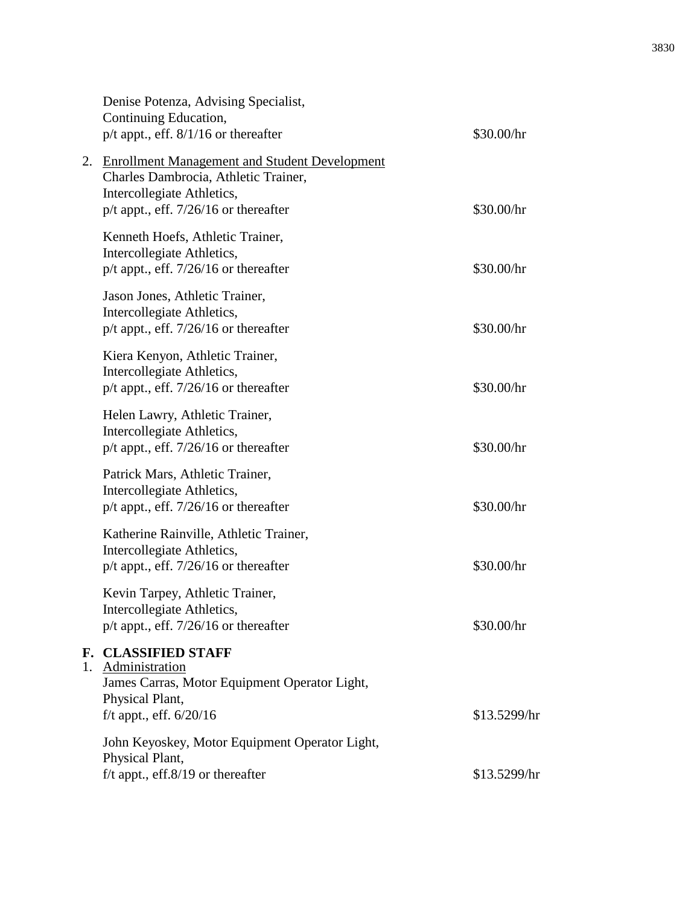Denise Potenza, Advising Specialist,
Continuing Education,
p/t appt., eff. 8/1/16 or thereafter — $30.00/hr

2. <u>Enrollment Management and Student Development</u>

Charles Dambrocia, Athletic Trainer,
Intercollegiate Athletics,
p/t appt., eff. 7/26/16 or thereafter — $30.00/hr

Kenneth Hoefs, Athletic Trainer,
Intercollegiate Athletics,
p/t appt., eff. 7/26/16 or thereafter — $30.00/hr

Jason Jones, Athletic Trainer,
Intercollegiate Athletics,
p/t appt., eff. 7/26/16 or thereafter — $30.00/hr

Kiera Kenyon, Athletic Trainer,
Intercollegiate Athletics,
p/t appt., eff. 7/26/16 or thereafter — $30.00/hr

Helen Lawry, Athletic Trainer,
Intercollegiate Athletics,
p/t appt., eff. 7/26/16 or thereafter — $30.00/hr

Patrick Mars, Athletic Trainer,
Intercollegiate Athletics,
p/t appt., eff. 7/26/16 or thereafter — $30.00/hr

Katherine Rainville, Athletic Trainer,
Intercollegiate Athletics,
p/t appt., eff. 7/26/16 or thereafter — $30.00/hr

Kevin Tarpey, Athletic Trainer,
Intercollegiate Athletics,
p/t appt., eff. 7/26/16 or thereafter — $30.00/hr

**F. CLASSIFIED STAFF**

1. <u>Administration</u>

James Carras, Motor Equipment Operator Light,
Physical Plant,
f/t appt., eff. 6/20/16 — $13.5299/hr

John Keyoskey, Motor Equipment Operator Light,
Physical Plant,
f/t appt., eff.8/19 or thereafter — $13.5299/hr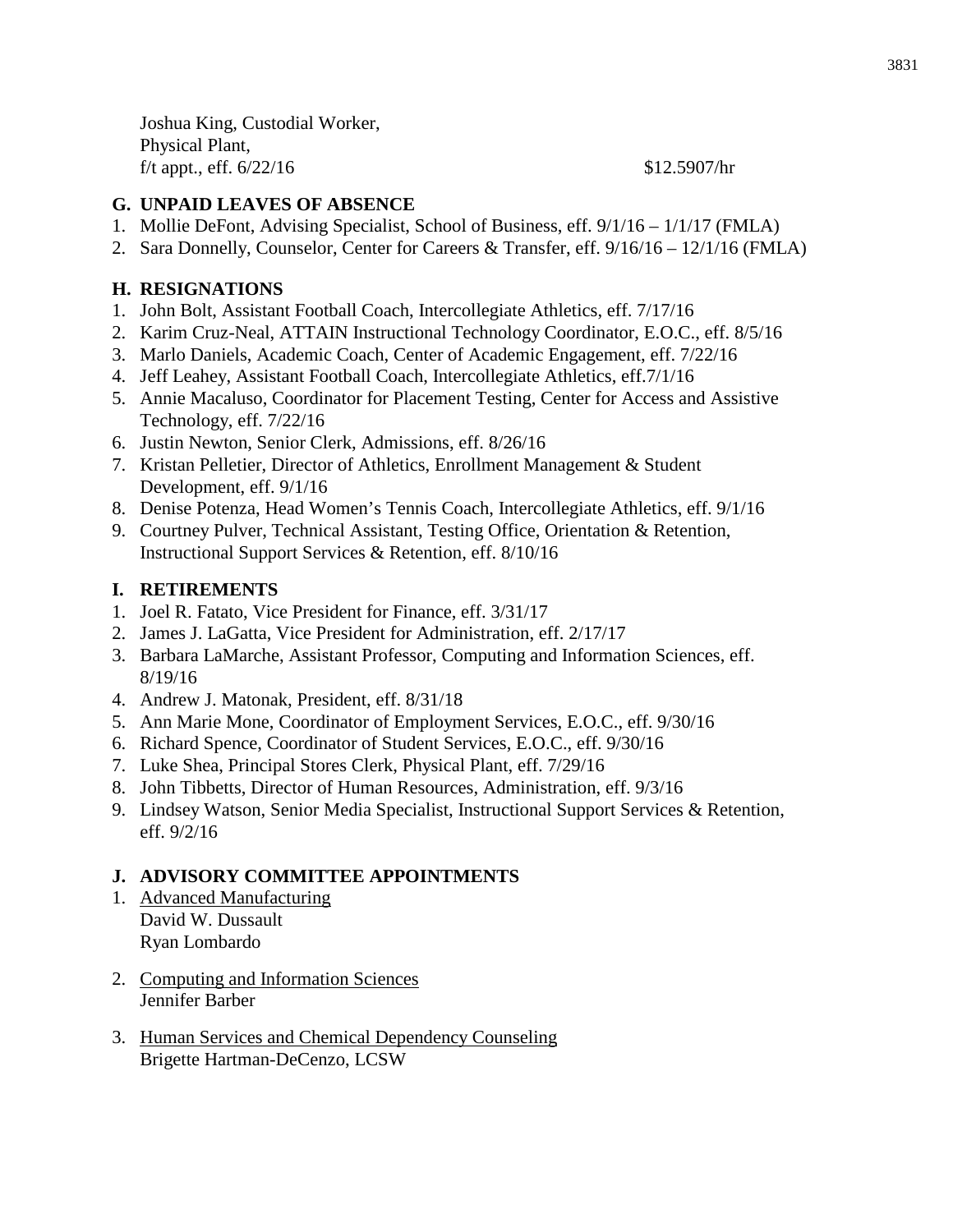Joshua King, Custodial Worker,
Physical Plant,
f/t appt., eff. 6/22/16 $12.5907/hr

## G. UNPAID LEAVES OF ABSENCE

1. Mollie DeFont, Advising Specialist, School of Business, eff. 9/1/16 – 1/1/17 (FMLA)
2. Sara Donnelly, Counselor, Center for Careers & Transfer, eff. 9/16/16 – 12/1/16 (FMLA)

## H. RESIGNATIONS

1. John Bolt, Assistant Football Coach, Intercollegiate Athletics, eff. 7/17/16
2. Karim Cruz-Neal, ATTAIN Instructional Technology Coordinator, E.O.C., eff. 8/5/16
3. Marlo Daniels, Academic Coach, Center of Academic Engagement, eff. 7/22/16
4. Jeff Leahey, Assistant Football Coach, Intercollegiate Athletics, eff.7/1/16
5. Annie Macaluso, Coordinator for Placement Testing, Center for Access and Assistive Technology, eff. 7/22/16
6. Justin Newton, Senior Clerk, Admissions, eff. 8/26/16
7. Kristan Pelletier, Director of Athletics, Enrollment Management & Student Development, eff. 9/1/16
8. Denise Potenza, Head Women's Tennis Coach, Intercollegiate Athletics, eff. 9/1/16
9. Courtney Pulver, Technical Assistant, Testing Office, Orientation & Retention, Instructional Support Services & Retention, eff. 8/10/16

## I. RETIREMENTS

1. Joel R. Fatato, Vice President for Finance, eff. 3/31/17
2. James J. LaGatta, Vice President for Administration, eff. 2/17/17
3. Barbara LaMarche, Assistant Professor, Computing and Information Sciences, eff. 8/19/16
4. Andrew J. Matonak, President, eff. 8/31/18
5. Ann Marie Mone, Coordinator of Employment Services, E.O.C., eff. 9/30/16
6. Richard Spence, Coordinator of Student Services, E.O.C., eff. 9/30/16
7. Luke Shea, Principal Stores Clerk, Physical Plant, eff. 7/29/16
8. John Tibbetts, Director of Human Resources, Administration, eff. 9/3/16
9. Lindsey Watson, Senior Media Specialist, Instructional Support Services & Retention, eff. 9/2/16

## J. ADVISORY COMMITTEE APPOINTMENTS

1. Advanced Manufacturing
   David W. Dussault
   Ryan Lombardo

2. Computing and Information Sciences
   Jennifer Barber

3. Human Services and Chemical Dependency Counseling
   Brigette Hartman-DeCenzo, LCSW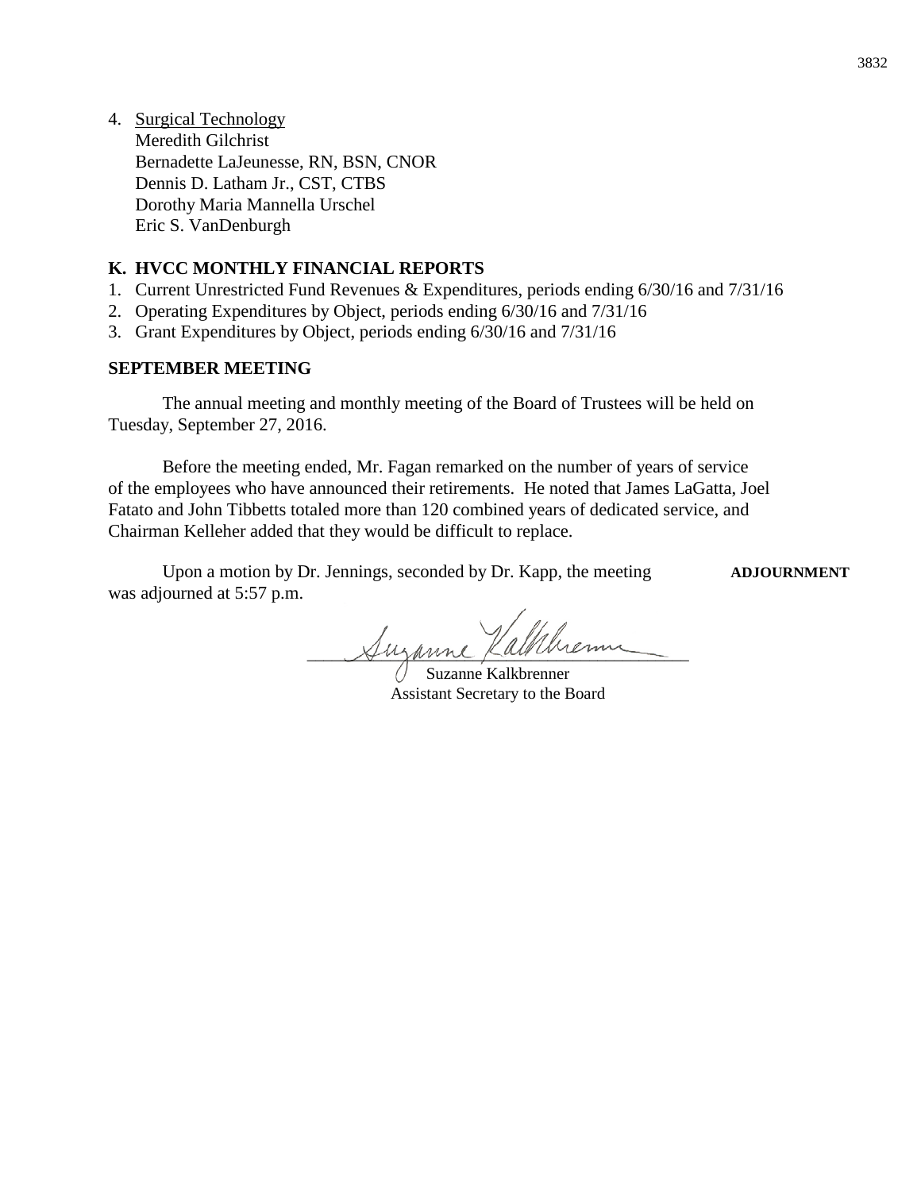4. Surgical Technology
   Meredith Gilchrist
   Bernadette LaJeunesse, RN, BSN, CNOR
   Dennis D. Latham Jr., CST, CTBS
   Dorothy Maria Mannella Urschel
   Eric S. VanDenburgh

## K. HVCC MONTHLY FINANCIAL REPORTS

1. Current Unrestricted Fund Revenues & Expenditures, periods ending 6/30/16 and 7/31/16
2. Operating Expenditures by Object, periods ending 6/30/16 and 7/31/16
3. Grant Expenditures by Object, periods ending 6/30/16 and 7/31/16

## SEPTEMBER MEETING

The annual meeting and monthly meeting of the Board of Trustees will be held on Tuesday, September 27, 2016.

Before the meeting ended, Mr. Fagan remarked on the number of years of service of the employees who have announced their retirements. He noted that James LaGatta, Joel Fatato and John Tibbetts totaled more than 120 combined years of dedicated service, and Chairman Kelleher added that they would be difficult to replace.

**ADJOURNMENT**

Upon a motion by Dr. Jennings, seconded by Dr. Kapp, the meeting was adjourned at 5:57 p.m.

Suzanne Kalkbrenner
Assistant Secretary to the Board